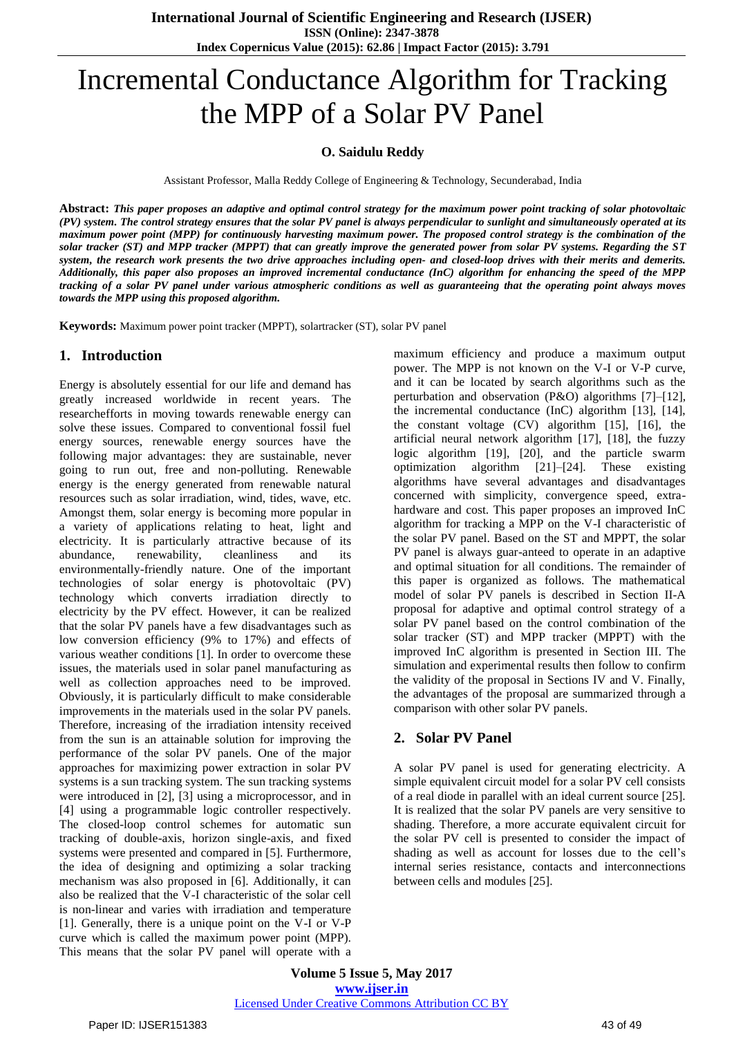# Incremental Conductance Algorithm for Tracking the MPP of a Solar PV Panel

**O. Saidulu Reddy**

Assistant Professor, Malla Reddy College of Engineering & Technology, Secunderabad, India

**Abstract:** ***This paper proposes an adaptive and optimal control strategy for the maximum power point tracking of solar photovoltaic (PV) system. The control strategy ensures that the solar PV panel is always perpendicular to sunlight and simultaneously operated at its maximum power point (MPP) for continuously harvesting maximum power. The proposed control strategy is the combination of the solar tracker (ST) and MPP tracker (MPPT) that can greatly improve the generated power from solar PV systems. Regarding the ST system, the research work presents the two drive approaches including open- and closed-loop drives with their merits and demerits. Additionally, this paper also proposes an improved incremental conductance (InC) algorithm for enhancing the speed of the MPP tracking of a solar PV panel under various atmospheric conditions as well as guaranteeing that the operating point always moves towards the MPP using this proposed algorithm.***

**Keywords:** Maximum power point tracker (MPPT), solartracker (ST), solar PV panel

## 1. Introduction

Energy is absolutely essential for our life and demand has greatly increased worldwide in recent years. The researchefforts in moving towards renewable energy can solve these issues. Compared to conventional fossil fuel energy sources, renewable energy sources have the following major advantages: they are sustainable, never going to run out, free and non-polluting. Renewable energy is the energy generated from renewable natural resources such as solar irradiation, wind, tides, wave, etc. Amongst them, solar energy is becoming more popular in a variety of applications relating to heat, light and electricity. It is particularly attractive because of its abundance, renewability, cleanliness and its environmentally-friendly nature. One of the important technologies of solar energy is photovoltaic (PV) technology which converts irradiation directly to electricity by the PV effect. However, it can be realized that the solar PV panels have a few disadvantages such as low conversion efficiency (9% to 17%) and effects of various weather conditions [1]. In order to overcome these issues, the materials used in solar panel manufacturing as well as collection approaches need to be improved. Obviously, it is particularly difficult to make considerable improvements in the materials used in the solar PV panels. Therefore, increasing of the irradiation intensity received from the sun is an attainable solution for improving the performance of the solar PV panels. One of the major approaches for maximizing power extraction in solar PV systems is a sun tracking system. The sun tracking systems were introduced in [2], [3] using a microprocessor, and in [4] using a programmable logic controller respectively. The closed-loop control schemes for automatic sun tracking of double-axis, horizon single-axis, and fixed systems were presented and compared in [5]. Furthermore, the idea of designing and optimizing a solar tracking mechanism was also proposed in [6]. Additionally, it can also be realized that the V-I characteristic of the solar cell is non-linear and varies with irradiation and temperature [1]. Generally, there is a unique point on the V-I or V-P curve which is called the maximum power point (MPP). This means that the solar PV panel will operate with a maximum efficiency and produce a maximum output power. The MPP is not known on the V-I or V-P curve, and it can be located by search algorithms such as the perturbation and observation (P&O) algorithms [7]–[12], the incremental conductance (InC) algorithm [13], [14], the constant voltage (CV) algorithm [15], [16], the artificial neural network algorithm [17], [18], the fuzzy logic algorithm [19], [20], and the particle swarm optimization algorithm [21]–[24]. These existing algorithms have several advantages and disadvantages concerned with simplicity, convergence speed, extra-hardware and cost. This paper proposes an improved InC algorithm for tracking a MPP on the V-I characteristic of the solar PV panel. Based on the ST and MPPT, the solar PV panel is always guar-anteed to operate in an adaptive and optimal situation for all conditions. The remainder of this paper is organized as follows. The mathematical model of solar PV panels is described in Section II-A proposal for adaptive and optimal control strategy of a solar PV panel based on the control combination of the solar tracker (ST) and MPP tracker (MPPT) with the improved InC algorithm is presented in Section III. The simulation and experimental results then follow to confirm the validity of the proposal in Sections IV and V. Finally, the advantages of the proposal are summarized through a comparison with other solar PV panels.

## 2. Solar PV Panel

A solar PV panel is used for generating electricity. A simple equivalent circuit model for a solar PV cell consists of a real diode in parallel with an ideal current source [25]. It is realized that the solar PV panels are very sensitive to shading. Therefore, a more accurate equivalent circuit for the solar PV cell is presented to consider the impact of shading as well as account for losses due to the cell's internal series resistance, contacts and interconnections between cells and modules [25].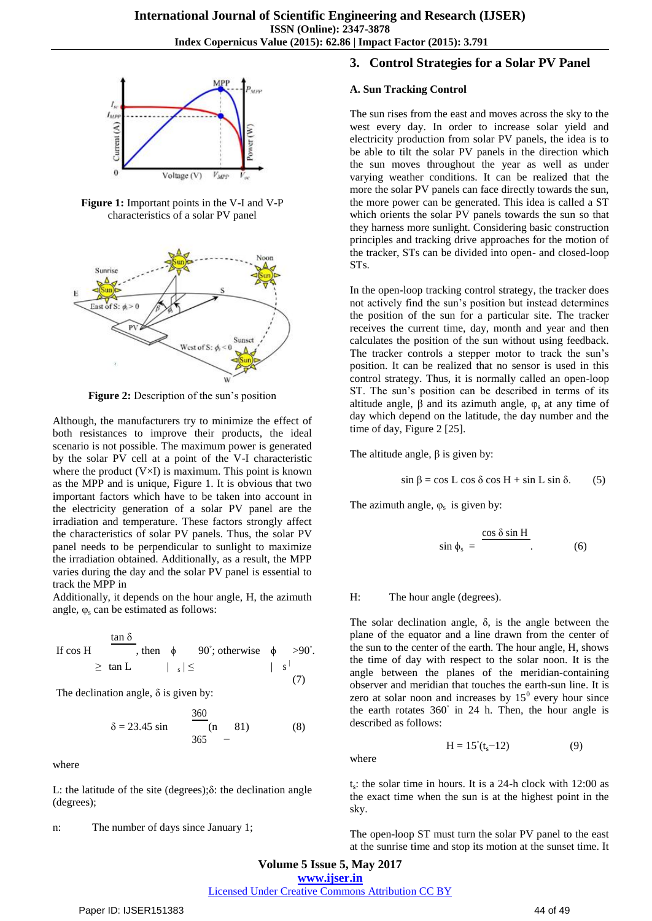Figure 1: Important points in the V-I and V-P characteristics of a solar PV panel

Figure 2: Description of the sun's position

Although, the manufacturers try to minimize the effect of both resistances to improve their products, the ideal scenario is not possible. The maximum power is generated by the solar PV cell at a point of the V-I characteristic where the product (V×I) is maximum. This point is known as the MPP and is unique, Figure 1. It is obvious that two important factors which have to be taken into account in the electricity generation of a solar PV panel are the irradiation and temperature. These factors strongly affect the characteristics of solar PV panels. Thus, the solar PV panel needs to be perpendicular to sunlight to maximize the irradiation obtained. Additionally, as a result, the MPP varies during the day and the solar PV panel is essential to track the MPP in

Additionally, it depends on the hour angle, H, the azimuth angle, $\varphi_s$ can be estimated as follows:

$$\text{If } \cos H \geq \frac{\tan \delta}{\tan L}, \text{ then } |\phi_s| \leq 90^\circ; \text{ otherwise } |\phi_s| > 90^\circ. \quad (7)$$

The declination angle, δ is given by:

$$\delta = 23.45 \sin\left(\frac{360}{365}(n - 81)\right) \quad (8)$$

where

L: the latitude of the site (degrees);δ: the declination angle (degrees);

n: The number of days since January 1;

## 3. Control Strategies for a Solar PV Panel

### A. Sun Tracking Control

The sun rises from the east and moves across the sky to the west every day. In order to increase solar yield and electricity production from solar PV panels, the idea is to be able to tilt the solar PV panels in the direction which the sun moves throughout the year as well as under varying weather conditions. It can be realized that the more the solar PV panels can face directly towards the sun, the more power can be generated. This idea is called a ST which orients the solar PV panels towards the sun so that they harness more sunlight. Considering basic construction principles and tracking drive approaches for the motion of the tracker, STs can be divided into open- and closed-loop STs.

In the open-loop tracking control strategy, the tracker does not actively find the sun's position but instead determines the position of the sun for a particular site. The tracker receives the current time, day, month and year and then calculates the position of the sun without using feedback. The tracker controls a stepper motor to track the sun's position. It can be realized that no sensor is used in this control strategy. Thus, it is normally called an open-loop ST. The sun's position can be described in terms of its altitude angle, β and its azimuth angle, $\varphi_s$ at any time of day which depend on the latitude, the day number and the time of day, Figure 2 [25].

The altitude angle, β is given by:

$$\sin \beta = \cos L \cos \delta \cos H + \sin L \sin \delta. \quad (5)$$

The azimuth angle, $\varphi_s$ is given by:

$$\sin \phi_s = \frac{\cos \delta \sin H}{\cos \beta}. \quad (6)$$

H: The hour angle (degrees).

The solar declination angle, δ, is the angle between the plane of the equator and a line drawn from the center of the sun to the center of the earth. The hour angle, H, shows the time of day with respect to the solar noon. It is the angle between the planes of the meridian-containing observer and meridian that touches the earth-sun line. It is zero at solar noon and increases by $15^0$ every hour since the earth rotates 360° in 24 h. Then, the hour angle is described as follows:

$$H = 15^\circ(t_s - 12) \quad (9)$$

where

$t_s$: the solar time in hours. It is a 24-h clock with 12:00 as the exact time when the sun is at the highest point in the sky.

The open-loop ST must turn the solar PV panel to the east at the sunrise time and stop its motion at the sunset time. It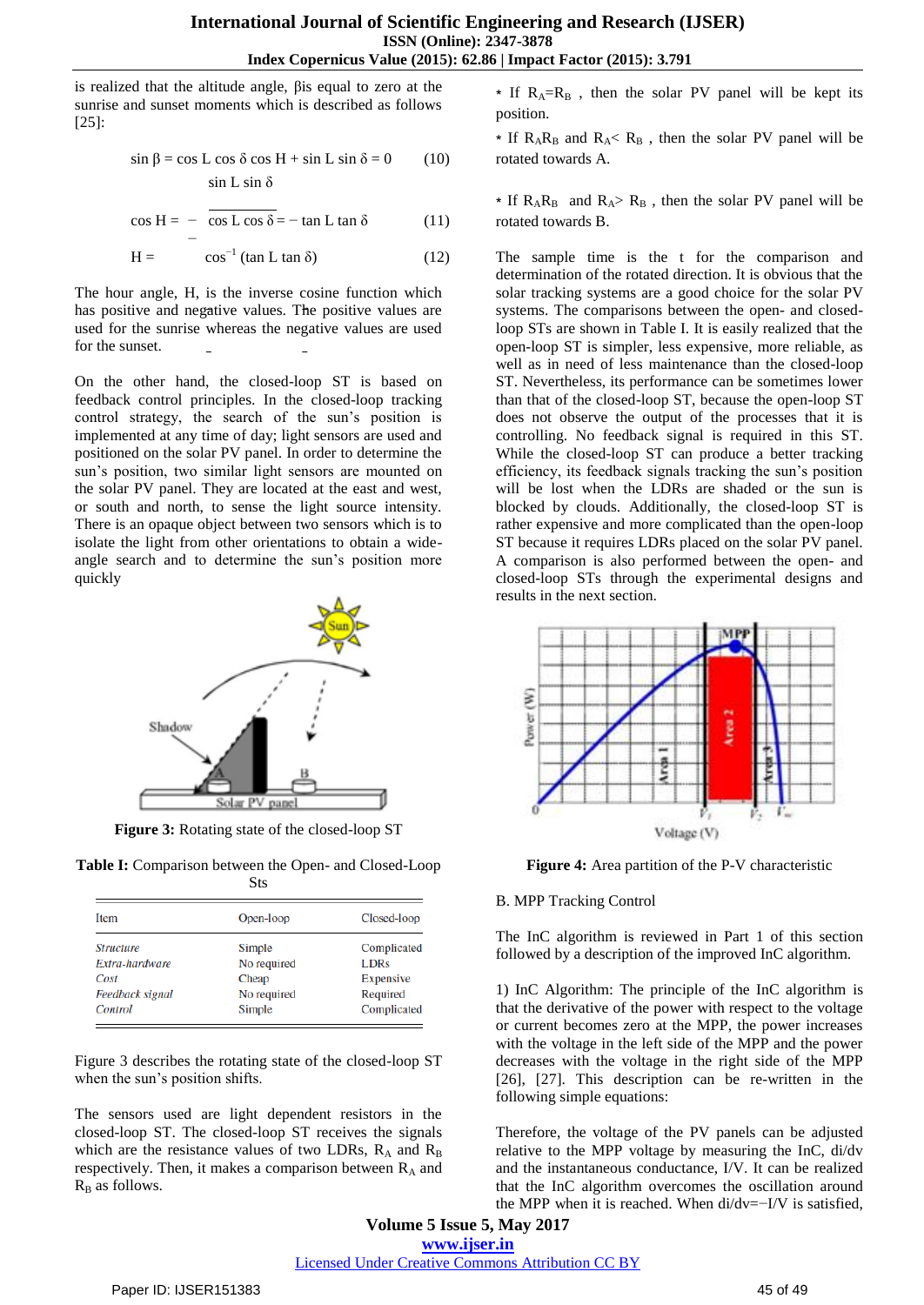is realized that the altitude angle, β is equal to zero at the sunrise and sunset moments which is described as follows [25]:

$$\sin \beta = \cos L \cos \delta \cos H + \sin L \sin \delta = 0 \quad (10)$$

$$\cos H = -\frac{\sin L \sin \delta}{\cos L \cos \delta} = -\tan L \tan \delta \quad (11)$$

$$H = \cos^{-1} (\tan L \tan \delta) \quad (12)$$

The hour angle, H, is the inverse cosine function which has positive and negative values. The positive values are used for the sunrise whereas the negative values are used for the sunset.

On the other hand, the closed-loop ST is based on feedback control principles. In the closed-loop tracking control strategy, the search of the sun's position is implemented at any time of day; light sensors are used and positioned on the solar PV panel. In order to determine the sun's position, two similar light sensors are mounted on the solar PV panel. They are located at the east and west, or south and north, to sense the light source intensity. There is an opaque object between two sensors which is to isolate the light from other orientations to obtain a wide-angle search and to determine the sun's position more quickly

**Figure 3:** Rotating state of the closed-loop ST

**Table I:** Comparison between the Open- and Closed-Loop Sts

| Item | Open-loop | Closed-loop |
|---|---|---|
| *Structure* | Simple | Complicated |
| *Extra-hardware* | No required | LDRs |
| *Cost* | Cheap | Expensive |
| *Feedback signal* | No required | Required |
| *Control* | Simple | Complicated |

Figure 3 describes the rotating state of the closed-loop ST when the sun's position shifts.

The sensors used are light dependent resistors in the closed-loop ST. The closed-loop ST receives the signals which are the resistance values of two LDRs, $R_A$ and $R_B$ respectively. Then, it makes a comparison between $R_A$ and $R_B$ as follows.

- If $R_A$=$R_B$ , then the solar PV panel will be kept its position.
- If $R_A R_B$ and $R_A$< $R_B$ , then the solar PV panel will be rotated towards A.
- If $R_A R_B$ and $R_A$> $R_B$ , then the solar PV panel will be rotated towards B.

The sample time is the t for the comparison and determination of the rotated direction. It is obvious that the solar tracking systems are a good choice for the solar PV systems. The comparisons between the open- and closed-loop STs are shown in Table I. It is easily realized that the open-loop ST is simpler, less expensive, more reliable, as well as in need of less maintenance than the closed-loop ST. Nevertheless, its performance can be sometimes lower than that of the closed-loop ST, because the open-loop ST does not observe the output of the processes that it is controlling. No feedback signal is required in this ST. While the closed-loop ST can produce a better tracking efficiency, its feedback signals tracking the sun's position will be lost when the LDRs are shaded or the sun is blocked by clouds. Additionally, the closed-loop ST is rather expensive and more complicated than the open-loop ST because it requires LDRs placed on the solar PV panel. A comparison is also performed between the open- and closed-loop STs through the experimental designs and results in the next section.

**Figure 4:** Area partition of the P-V characteristic

B. MPP Tracking Control

The InC algorithm is reviewed in Part 1 of this section followed by a description of the improved InC algorithm.

1) InC Algorithm: The principle of the InC algorithm is that the derivative of the power with respect to the voltage or current becomes zero at the MPP, the power increases with the voltage in the left side of the MPP and the power decreases with the voltage in the right side of the MPP [26], [27]. This description can be re-written in the following simple equations:

Therefore, the voltage of the PV panels can be adjusted relative to the MPP voltage by measuring the InC, di/dv and the instantaneous conductance, I/V. It can be realized that the InC algorithm overcomes the oscillation around the MPP when it is reached. When di/dv=−I/V is satisfied,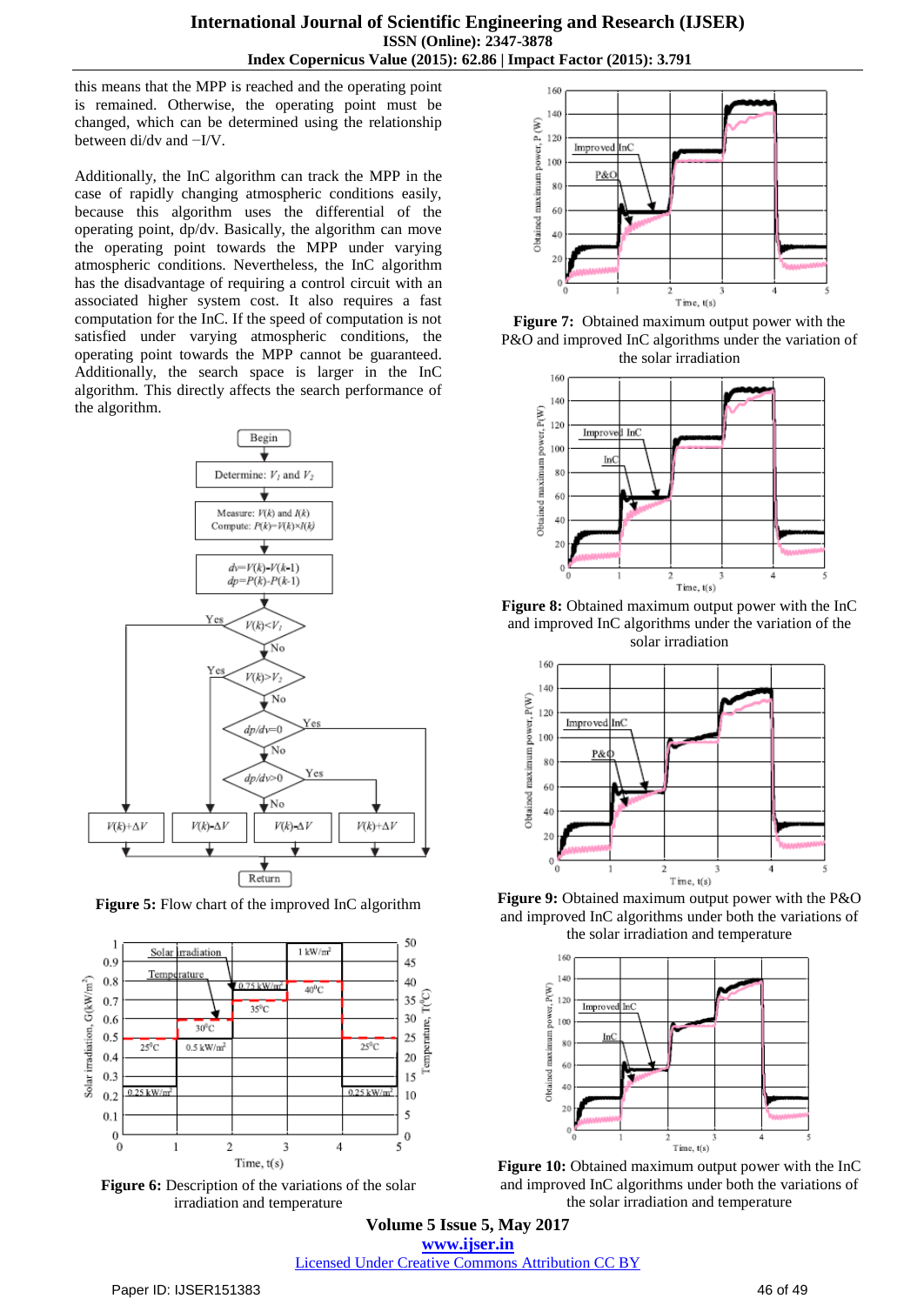this means that the MPP is reached and the operating point is remained. Otherwise, the operating point must be changed, which can be determined using the relationship between di/dv and −I/V.

Additionally, the InC algorithm can track the MPP in the case of rapidly changing atmospheric conditions easily, because this algorithm uses the differential of the operating point, dp/dv. Basically, the algorithm can move the operating point towards the MPP under varying atmospheric conditions. Nevertheless, the InC algorithm has the disadvantage of requiring a control circuit with an associated higher system cost. It also requires a fast computation for the InC. If the speed of computation is not satisfied under varying atmospheric conditions, the operating point towards the MPP cannot be guaranteed. Additionally, the search space is larger in the InC algorithm. This directly affects the search performance of the algorithm.

**Figure 5:** Flow chart of the improved InC algorithm

**Figure 6:** Description of the variations of the solar irradiation and temperature

**Figure 7:** Obtained maximum output power with the P&O and improved InC algorithms under the variation of the solar irradiation

**Figure 8:** Obtained maximum output power with the InC and improved InC algorithms under the variation of the solar irradiation

**Figure 9:** Obtained maximum output power with the P&O and improved InC algorithms under both the variations of the solar irradiation and temperature

**Figure 10:** Obtained maximum output power with the InC and improved InC algorithms under both the variations of the solar irradiation and temperature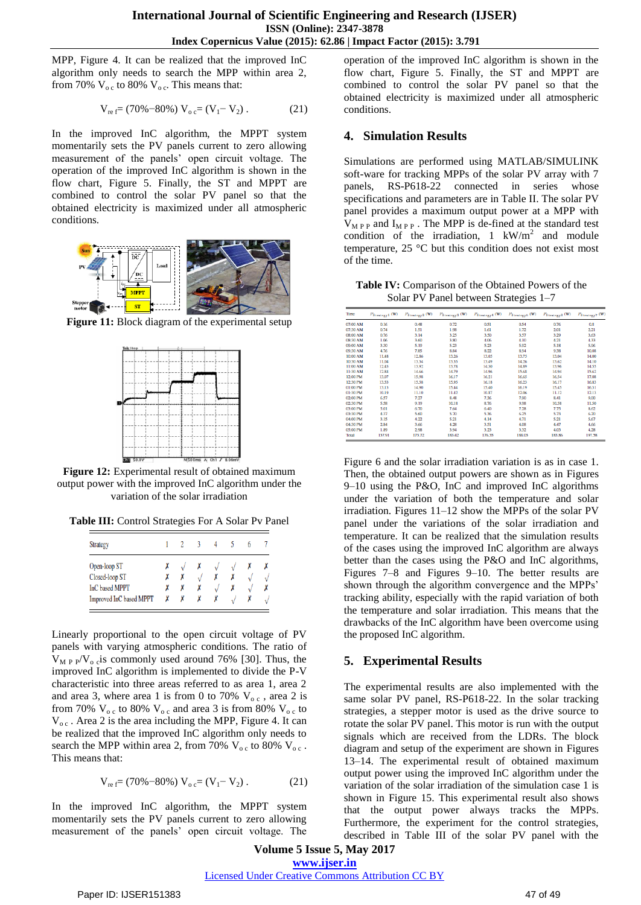MPP, Figure 4. It can be realized that the improved InC algorithm only needs to search the MPP within area 2, from 70% $V_{oc}$ to 80% $V_{oc}$. This means that:

$$V_{ref} = (70\%-80\%)\ V_{oc} = (V_1 - V_2)\ . \qquad (21)$$

In the improved InC algorithm, the MPPT system momentarily sets the PV panels current to zero allowing measurement of the panels' open circuit voltage. The operation of the improved InC algorithm is shown in the flow chart, Figure 5. Finally, the ST and MPPT are combined to control the solar PV panel so that the obtained electricity is maximized under all atmospheric conditions.

**Figure 11:** Block diagram of the experimental setup

**Figure 12:** Experimental result of obtained maximum output power with the improved InC algorithm under the variation of the solar irradiation

**Table III:** Control Strategies For A Solar Pv Panel

| Strategy | 1 | 2 | 3 | 4 | 5 | 6 | 7 |
|---|---|---|---|---|---|---|---|
| Open-loop ST | ✗ | √ | ✗ | √ | √ | ✗ | ✗ |
| Closed-loop ST | ✗ | ✗ | √ | ✗ | ✗ | √ | √ |
| InC based MPPT | ✗ | ✗ | ✗ | √ | ✗ | √ | ✗ |
| Improved InC based MPPT | ✗ | ✗ | ✗ | ✗ | √ | ✗ | √ |

Linearly proportional to the open circuit voltage of PV panels with varying atmospheric conditions. The ratio of $V_{MPP}/V_{oc}$ is commonly used around 76% [30]. Thus, the improved InC algorithm is implemented to divide the P-V characteristic into three areas referred to as area 1, area 2 and area 3, where area 1 is from 0 to 70% $V_{oc}$, area 2 is from 70% $V_{oc}$ to 80% $V_{oc}$ and area 3 is from 80% $V_{oc}$ to $V_{oc}$. Area 2 is the area including the MPP, Figure 4. It can be realized that the improved InC algorithm only needs to search the MPP within area 2, from 70% $V_{oc}$ to 80% $V_{oc}$. This means that:

$$V_{ref} = (70\%-80\%)\ V_{oc} = (V_1 - V_2)\ . \qquad (21)$$

In the improved InC algorithm, the MPPT system momentarily sets the PV panels current to zero allowing measurement of the panels' open circuit voltage. The operation of the improved InC algorithm is shown in the flow chart, Figure 5. Finally, the ST and MPPT are combined to control the solar PV panel so that the obtained electricity is maximized under all atmospheric conditions.

## 4. Simulation Results

Simulations are performed using MATLAB/SIMULINK soft-ware for tracking MPPs of the solar PV array with 7 panels, RS-P618-22 connected in series whose specifications and parameters are in Table II. The solar PV panel provides a maximum output power at a MPP with $V_{MPP}$ and $I_{MPP}$. The MPP is de-fined at the standard test condition of the irradiation, 1 kW/m$^2$ and module temperature, 25 °C but this condition does not exist most of the time.

**Table IV:** Comparison of the Obtained Powers of the Solar PV Panel between Strategies 1–7

| Time | $P_{Strategy1}$ (W) | $P_{Strategy2}$ (W) | $P_{Strategy3}$ (W) | $P_{Strategy4}$ (W) | $P_{Strategy5}$ (W) | $P_{Strategy6}$ (W) | $P_{Strategy7}$ (W) |
|---|---|---|---|---|---|---|---|
| 07:00 AM | 0.36 | 0.48 | 0.72 | 0.51 | 0.54 | 0.76 | 0.8 |
| 07:30 AM | 0.74 | 1.51 | 1.98 | 1.63 | 1.72 | 2.01 | 2.21 |
| 08:00 AM | 0.76 | 3.14 | 3.25 | 3.50 | 3.57 | 3.29 | 3.63 |
| 08:30 AM | 1.06 | 3.60 | 3.80 | 4.06 | 4.10 | 4.21 | 4.33 |
| 09:00 AM | 3.30 | 5.10 | 5.23 | 5.23 | 5.02 | 5.18 | 5.06 |
| 09:30 AM | 4.76 | 7.85 | 8.84 | 8.22 | 8.94 | 9.38 | 10.08 |
| 10:00 AM | 11.48 | 12.86 | 13.26 | 13.05 | 13.75 | 13.04 | 14.00 |
| 10:30 AM | 11.04 | 13.34 | 13.35 | 13.49 | 14.26 | 13.62 | 14.10 |
| 11:00 AM | 12.43 | 13.92 | 13.78 | 14.30 | 14.89 | 13.96 | 14.55 |
| 11:30 AM | 12.81 | 14.66 | 14.79 | 14.96 | 15.68 | 14.94 | 15.62 |
| 12:00 PM | 13.07 | 15.98 | 16.17 | 16.21 | 16.65 | 16.54 | 17.08 |
| 12:30 PM | 13.53 | 15.58 | 15.93 | 16.18 | 16.23 | 16.17 | 16.82 |
| 01:00 PM | 13.13 | 14.90 | 15.44 | 15.40 | 16.19 | 15.45 | 16.31 |
| 01:30 PM | 10.19 | 11.10 | 11.12 | 10.87 | 12.06 | 11.12 | 12.13 |
| 02:00 PM | 6.57 | 7.27 | 8.48 | 7.36 | 7.00 | 8.41 | 9.00 |
| 02:30 PM | 5.58 | 9.19 | 10.18 | 8.76 | 9.98 | 10.58 | 11.50 |
| 03:00 PM | 5.01 | 6.70 | 7.64 | 6.40 | 7.28 | 7.75 | 8.62 |
| 03:30 PM | 4.77 | 5.60 | 5.70 | 5.36 | 6.25 | 5.73 | 6.20 |
| 04:00 PM | 3.15 | 4.22 | 5.21 | 4.14 | 4.71 | 5.21 | 5.67 |
| 04:30 PM | 2.84 | 3.66 | 4.28 | 3.51 | 4.08 | 4.47 | 4.66 |
| 05:00 PM | 1.89 | 2.98 | 3.94 | 3.23 | 3.32 | 4.03 | 4.28 |
| Total | 137.91 | 173.72 | 183.42 | 176.35 | 183.03 | 183.86 | 197.58 |

Figure 6 and the solar irradiation variation is as in case 1. Then, the obtained output powers are shown as in Figures 9–10 using the P&O, InC and improved InC algorithms under the variation of both the temperature and solar irradiation. Figures 11–12 show the MPPs of the solar PV panel under the variations of the solar irradiation and temperature. It can be realized that the simulation results of the cases using the improved InC algorithm are always better than the cases using the P&O and InC algorithms, Figures 7–8 and Figures 9–10. The better results are shown through the algorithm convergence and the MPPs' tracking ability, especially with the rapid variation of both the temperature and solar irradiation. This means that the drawbacks of the InC algorithm have been overcome using the proposed InC algorithm.

## 5. Experimental Results

The experimental results are also implemented with the same solar PV panel, RS-P618-22. In the solar tracking strategies, a stepper motor is used as the drive source to rotate the solar PV panel. This motor is run with the output signals which are received from the LDRs. The block diagram and setup of the experiment are shown in Figures 13–14. The experimental result of obtained maximum output power using the improved InC algorithm under the variation of the solar irradiation of the simulation case 1 is shown in Figure 15. This experimental result also shows that the output power always tracks the MPPs. Furthermore, the experiment for the control strategies, described in Table III of the solar PV panel with the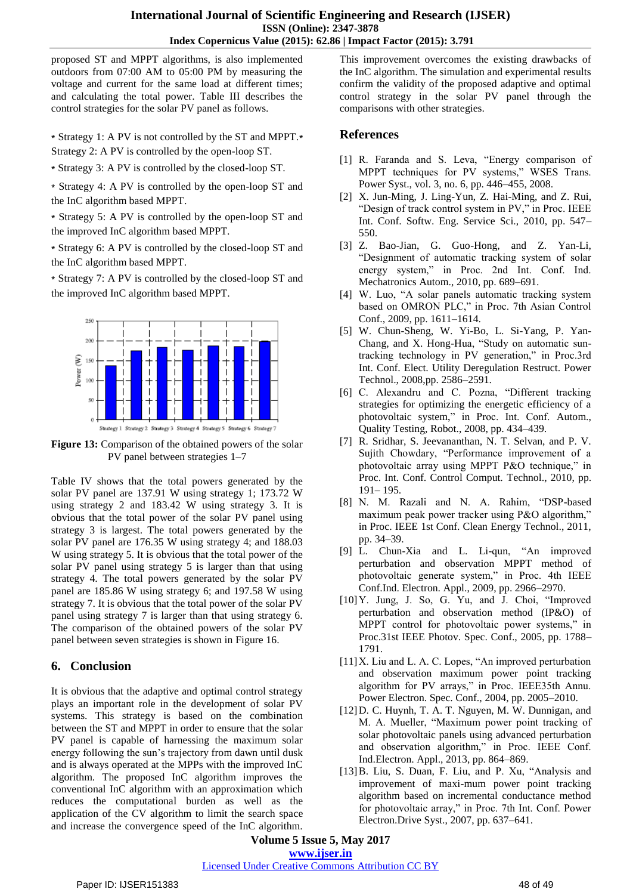proposed ST and MPPT algorithms, is also implemented outdoors from 07:00 AM to 05:00 PM by measuring the voltage and current for the same load at different times; and calculating the total power. Table III describes the control strategies for the solar PV panel as follows.

- Strategy 1: A PV is not controlled by the ST and MPPT.
- Strategy 2: A PV is controlled by the open-loop ST.
- Strategy 3: A PV is controlled by the closed-loop ST.
- Strategy 4: A PV is controlled by the open-loop ST and the InC algorithm based MPPT.
- Strategy 5: A PV is controlled by the open-loop ST and the improved InC algorithm based MPPT.
- Strategy 6: A PV is controlled by the closed-loop ST and the InC algorithm based MPPT.
- Strategy 7: A PV is controlled by the closed-loop ST and the improved InC algorithm based MPPT.

**Figure 13:** Comparison of the obtained powers of the solar PV panel between strategies 1–7

Table IV shows that the total powers generated by the solar PV panel are 137.91 W using strategy 1; 173.72 W using strategy 2 and 183.42 W using strategy 3. It is obvious that the total power of the solar PV panel using strategy 3 is largest. The total powers generated by the solar PV panel are 176.35 W using strategy 4; and 188.03 W using strategy 5. It is obvious that the total power of the solar PV panel using strategy 5 is larger than that using strategy 4. The total powers generated by the solar PV panel are 185.86 W using strategy 6; and 197.58 W using strategy 7. It is obvious that the total power of the solar PV panel using strategy 7 is larger than that using strategy 6. The comparison of the obtained powers of the solar PV panel between seven strategies is shown in Figure 16.

## 6. Conclusion

It is obvious that the adaptive and optimal control strategy plays an important role in the development of solar PV systems. This strategy is based on the combination between the ST and MPPT in order to ensure that the solar PV panel is capable of harnessing the maximum solar energy following the sun's trajectory from dawn until dusk and is always operated at the MPPs with the improved InC algorithm. The proposed InC algorithm improves the conventional InC algorithm with an approximation which reduces the computational burden as well as the application of the CV algorithm to limit the search space and increase the convergence speed of the InC algorithm. This improvement overcomes the existing drawbacks of the InC algorithm. The simulation and experimental results confirm the validity of the proposed adaptive and optimal control strategy in the solar PV panel through the comparisons with other strategies.

## References

[1] R. Faranda and S. Leva, "Energy comparison of MPPT techniques for PV systems," WSES Trans. Power Syst., vol. 3, no. 6, pp. 446–455, 2008.

[2] X. Jun-Ming, J. Ling-Yun, Z. Hai-Ming, and Z. Rui, "Design of track control system in PV," in Proc. IEEE Int. Conf. Softw. Eng. Service Sci., 2010, pp. 547–550.

[3] Z. Bao-Jian, G. Guo-Hong, and Z. Yan-Li, "Designment of automatic tracking system of solar energy system," in Proc. 2nd Int. Conf. Ind. Mechatronics Autom., 2010, pp. 689–691.

[4] W. Luo, "A solar panels automatic tracking system based on OMRON PLC," in Proc. 7th Asian Control Conf., 2009, pp. 1611–1614.

[5] W. Chun-Sheng, W. Yi-Bo, L. Si-Yang, P. Yan-Chang, and X. Hong-Hua, "Study on automatic sun-tracking technology in PV generation," in Proc.3rd Int. Conf. Elect. Utility Deregulation Restruct. Power Technol., 2008,pp. 2586–2591.

[6] C. Alexandru and C. Pozna, "Different tracking strategies for optimizing the energetic efficiency of a photovoltaic system," in Proc. Int. Conf. Autom., Quality Testing, Robot., 2008, pp. 434–439.

[7] R. Sridhar, S. Jeevananthan, N. T. Selvan, and P. V. Sujith Chowdary, "Performance improvement of a photovoltaic array using MPPT P&O technique," in Proc. Int. Conf. Control Comput. Technol., 2010, pp. 191– 195.

[8] N. M. Razali and N. A. Rahim, "DSP-based maximum peak power tracker using P&O algorithm," in Proc. IEEE 1st Conf. Clean Energy Technol., 2011, pp. 34–39.

[9] L. Chun-Xia and L. Li-qun, "An improved perturbation and observation MPPT method of photovoltaic generate system," in Proc. 4th IEEE Conf.Ind. Electron. Appl., 2009, pp. 2966–2970.

[10] Y. Jung, J. So, G. Yu, and J. Choi, "Improved perturbation and observation method (IP&O) of MPPT control for photovoltaic power systems," in Proc.31st IEEE Photov. Spec. Conf., 2005, pp. 1788–1791.

[11] X. Liu and L. A. C. Lopes, "An improved perturbation and observation maximum power point tracking algorithm for PV arrays," in Proc. IEEE35th Annu. Power Electron. Spec. Conf., 2004, pp. 2005–2010.

[12] D. C. Huynh, T. A. T. Nguyen, M. W. Dunnigan, and M. A. Mueller, "Maximum power point tracking of solar photovoltaic panels using advanced perturbation and observation algorithm," in Proc. IEEE Conf. Ind.Electron. Appl., 2013, pp. 864–869.

[13] B. Liu, S. Duan, F. Liu, and P. Xu, "Analysis and improvement of maxi-mum power point tracking algorithm based on incremental conductance method for photovoltaic array," in Proc. 7th Int. Conf. Power Electron.Drive Syst., 2007, pp. 637–641.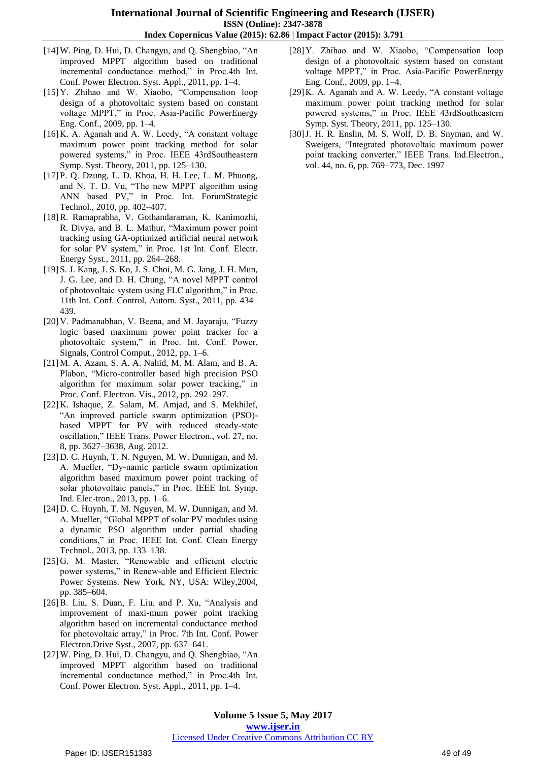[14] W. Ping, D. Hui, D. Changyu, and Q. Shengbiao, "An improved MPPT algorithm based on traditional incremental conductance method," in Proc.4th Int. Conf. Power Electron. Syst. Appl., 2011, pp. 1–4.

[15] Y. Zhihao and W. Xiaobo, "Compensation loop design of a photovoltaic system based on constant voltage MPPT," in Proc. Asia-Pacific PowerEnergy Eng. Conf., 2009, pp. 1–4.

[16] K. A. Aganah and A. W. Leedy, "A constant voltage maximum power point tracking method for solar powered systems," in Proc. IEEE 43rdSoutheastern Symp. Syst. Theory, 2011, pp. 125–130.

[17] P. Q. Dzung, L. D. Khoa, H. H. Lee, L. M. Phuong, and N. T. D. Vu, "The new MPPT algorithm using ANN based PV," in Proc. Int. ForumStrategic Technol., 2010, pp. 402–407.

[18] R. Ramaprabha, V. Gothandaraman, K. Kanimozhi, R. Divya, and B. L. Mathur, "Maximum power point tracking using GA-optimized artificial neural network for solar PV system," in Proc. 1st Int. Conf. Electr. Energy Syst., 2011, pp. 264–268.

[19] S. J. Kang, J. S. Ko, J. S. Choi, M. G. Jang, J. H. Mun, J. G. Lee, and D. H. Chung, "A novel MPPT control of photovoltaic system using FLC algorithm," in Proc. 11th Int. Conf. Control, Autom. Syst., 2011, pp. 434–439.

[20] V. Padmanabhan, V. Beena, and M. Jayaraju, "Fuzzy logic based maximum power point tracker for a photovoltaic system," in Proc. Int. Conf. Power, Signals, Control Comput., 2012, pp. 1–6.

[21] M. A. Azam, S. A. A. Nahid, M. M. Alam, and B. A. Plabon, "Micro-controller based high precision PSO algorithm for maximum solar power tracking," in Proc. Conf. Electron. Vis., 2012, pp. 292–297.

[22] K. Ishaque, Z. Salam, M. Amjad, and S. Mekhilef, "An improved particle swarm optimization (PSO)-based MPPT for PV with reduced steady-state oscillation," IEEE Trans. Power Electron., vol. 27, no. 8, pp. 3627–3638, Aug. 2012.

[23] D. C. Huynh, T. N. Nguyen, M. W. Dunnigan, and M. A. Mueller, "Dy-namic particle swarm optimization algorithm based maximum power point tracking of solar photovoltaic panels," in Proc. IEEE Int. Symp. Ind. Elec-tron., 2013, pp. 1–6.

[24] D. C. Huynh, T. M. Nguyen, M. W. Dunnigan, and M. A. Mueller, "Global MPPT of solar PV modules using a dynamic PSO algorithm under partial shading conditions," in Proc. IEEE Int. Conf. Clean Energy Technol., 2013, pp. 133–138.

[25] G. M. Master, "Renewable and efficient electric power systems," in Renew-able and Efficient Electric Power Systems. New York, NY, USA: Wiley,2004, pp. 385–604.

[26] B. Liu, S. Duan, F. Liu, and P. Xu, "Analysis and improvement of maxi-mum power point tracking algorithm based on incremental conductance method for photovoltaic array," in Proc. 7th Int. Conf. Power Electron.Drive Syst., 2007, pp. 637–641.

[27] W. Ping, D. Hui, D. Changyu, and Q. Shengbiao, "An improved MPPT algorithm based on traditional incremental conductance method," in Proc.4th Int. Conf. Power Electron. Syst. Appl., 2011, pp. 1–4.

[28] Y. Zhihao and W. Xiaobo, "Compensation loop design of a photovoltaic system based on constant voltage MPPT," in Proc. Asia-Pacific PowerEnergy Eng. Conf., 2009, pp. 1–4.

[29] K. A. Aganah and A. W. Leedy, "A constant voltage maximum power point tracking method for solar powered systems," in Proc. IEEE 43rdSoutheastern Symp. Syst. Theory, 2011, pp. 125–130.

[30] J. H. R. Enslin, M. S. Wolf, D. B. Snyman, and W. Sweigers, "Integrated photovoltaic maximum power point tracking converter," IEEE Trans. Ind.Electron., vol. 44, no. 6, pp. 769–773, Dec. 1997